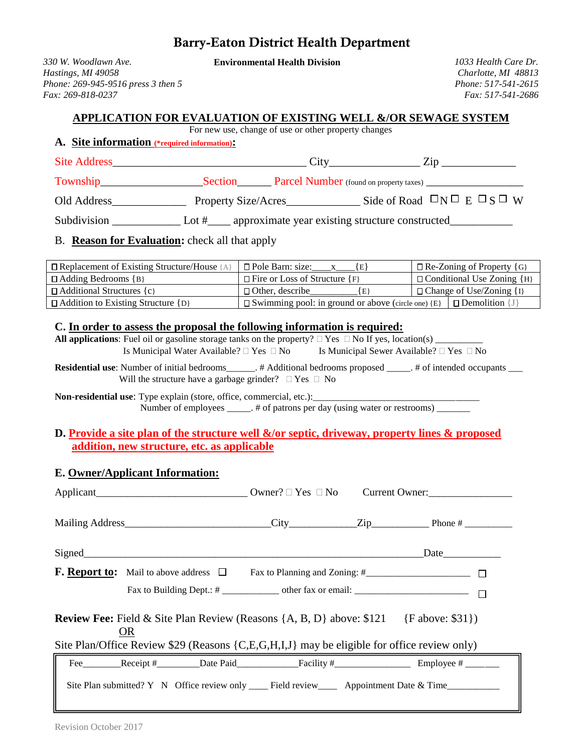# Barry-Eaton District Health Department

*330 W. Woodlawn Ave.*
*Hastings, MI 49058*
*Phone: 269-945-9516 press 3 then 5*
*Fax: 269-818-0237*

**Environmental Health Division**

*1033 Health Care Dr.*
*Charlotte, MI 48813*
*Phone: 517-541-2615*
*Fax: 517-541-2686*

## APPLICATION FOR EVALUATION OF EXISTING WELL &/OR SEWAGE SYSTEM

For new use, change of use or other property changes

### A. Site information (*required information):

Site Address___________________________________ City________________ Zip _____________

Township__________________Section______ Parcel Number (found on property taxes) __________________

Old Address_____________ Property Size/Acres_____________ Side of Road ☐N ☐ E ☐S ☐ W

Subdivision ____________ Lot #____ approximate year existing structure constructed___________

### B. Reason for Evaluation: check all that apply

| | | |
|---|---|---|
| ☐ Replacement of Existing Structure/House {A} | ☐ Pole Barn: size:____x_____{E} | ☐ Re-Zoning of Property {G} |
| ☐ Adding Bedrooms {B} | ☐ Fire or Loss of Structure {F} | ☐ Conditional Use Zoning {H} |
| ☐ Additional Structures {C} | ☐ Other, describe__________{E} | ☐ Change of Use/Zoning {I} |
| ☐ Addition to Existing Structure {D} | ☐ Swimming pool: in ground or above (circle one) {E} | ☐ Demolition {J} |

### C. In order to assess the proposal the following information is required:

**All applications**: Fuel oil or gasoline storage tanks on the property? ☐ Yes ☐ No If yes, location(s) __________
Is Municipal Water Available? ☐ Yes ☐ No Is Municipal Sewer Available? ☐ Yes ☐ No

**Residential use**: Number of initial bedrooms______. # Additional bedrooms proposed _____. # of intended occupants ___
Will the structure have a garbage grinder? ☐ Yes ☐ No

**Non-residential use**: Type explain (store, office, commercial, etc.):__________________________________
Number of employees _____. # of patrons per day (using water or restrooms) _______

### D. Provide a site plan of the structure well &/or septic, driveway, property lines & proposed addition, new structure, etc. as applicable

### E. Owner/Applicant Information:

Applicant_____________________________ Owner? ☐ Yes ☐ No Current Owner:________________

Mailing Address____________________________City_____________Zip___________ Phone # __________

Signed_____________________________________________________________________Date___________

**F. Report to:** Mail to above address ☐ Fax to Planning and Zoning: #_____________________ ☐

Fax to Building Dept.: # ___________ other fax or email: _______________________ ☐

**Review Fee:** Field & Site Plan Review (Reasons {A, B, D} above: $121 {F above: $31})
OR
Site Plan/Office Review $29 (Reasons {C,E,G,H,I,J} may be eligible for office review only)

Fee________Receipt #_________Date Paid_____________Facility #________________ Employee # _______

Site Plan submitted? Y N Office review only ____ Field review____ Appointment Date & Time___________

Revision October 2017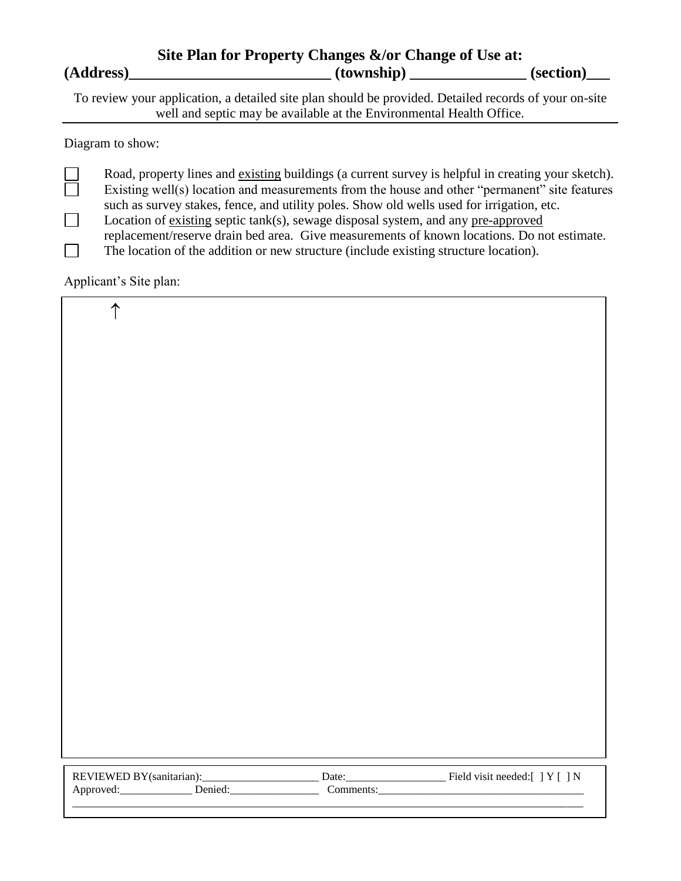## Site Plan for Property Changes &/or Change of Use at:

**(Address)\_\_\_\_\_\_\_\_\_\_\_\_\_\_\_\_\_\_\_\_\_\_\_\_\_\_ (township) \_\_\_\_\_\_\_\_\_\_\_\_\_\_\_ (section)\_\_\_**

To review your application, a detailed site plan should be provided. Detailed records of your on-site well and septic may be available at the Environmental Health Office.

---

Diagram to show:

- ☐ Road, property lines and <u>existing</u> buildings (a current survey is helpful in creating your sketch).
- ☐ Existing well(s) location and measurements from the house and other "permanent" site features such as survey stakes, fence, and utility poles. Show old wells used for irrigation, etc.
- ☐ Location of <u>existing</u> septic tank(s), sewage disposal system, and any <u>pre-approved</u> replacement/reserve drain bed area. Give measurements of known locations. Do not estimate.
- ☐ The location of the addition or new structure (include existing structure location).

Applicant's Site plan:

↑

REVIEWED BY(sanitarian):\_\_\_\_\_\_\_\_\_\_\_\_\_\_\_\_\_\_\_\_\_ Date:\_\_\_\_\_\_\_\_\_\_\_\_\_\_\_\_\_\_ Field visit needed:[ ] Y [ ] N
Approved:\_\_\_\_\_\_\_\_\_\_\_\_\_ Denied:\_\_\_\_\_\_\_\_\_\_\_\_\_\_\_\_ Comments:\_\_\_\_\_\_\_\_\_\_\_\_\_\_\_\_\_\_\_\_\_\_\_\_\_\_\_\_\_\_\_\_\_\_\_\_\_\_
\_\_\_\_\_\_\_\_\_\_\_\_\_\_\_\_\_\_\_\_\_\_\_\_\_\_\_\_\_\_\_\_\_\_\_\_\_\_\_\_\_\_\_\_\_\_\_\_\_\_\_\_\_\_\_\_\_\_\_\_\_\_\_\_\_\_\_\_\_\_\_\_\_\_\_\_\_\_\_\_\_\_\_\_\_\_\_\_\_\_\_\_\_\_\_\_\_\_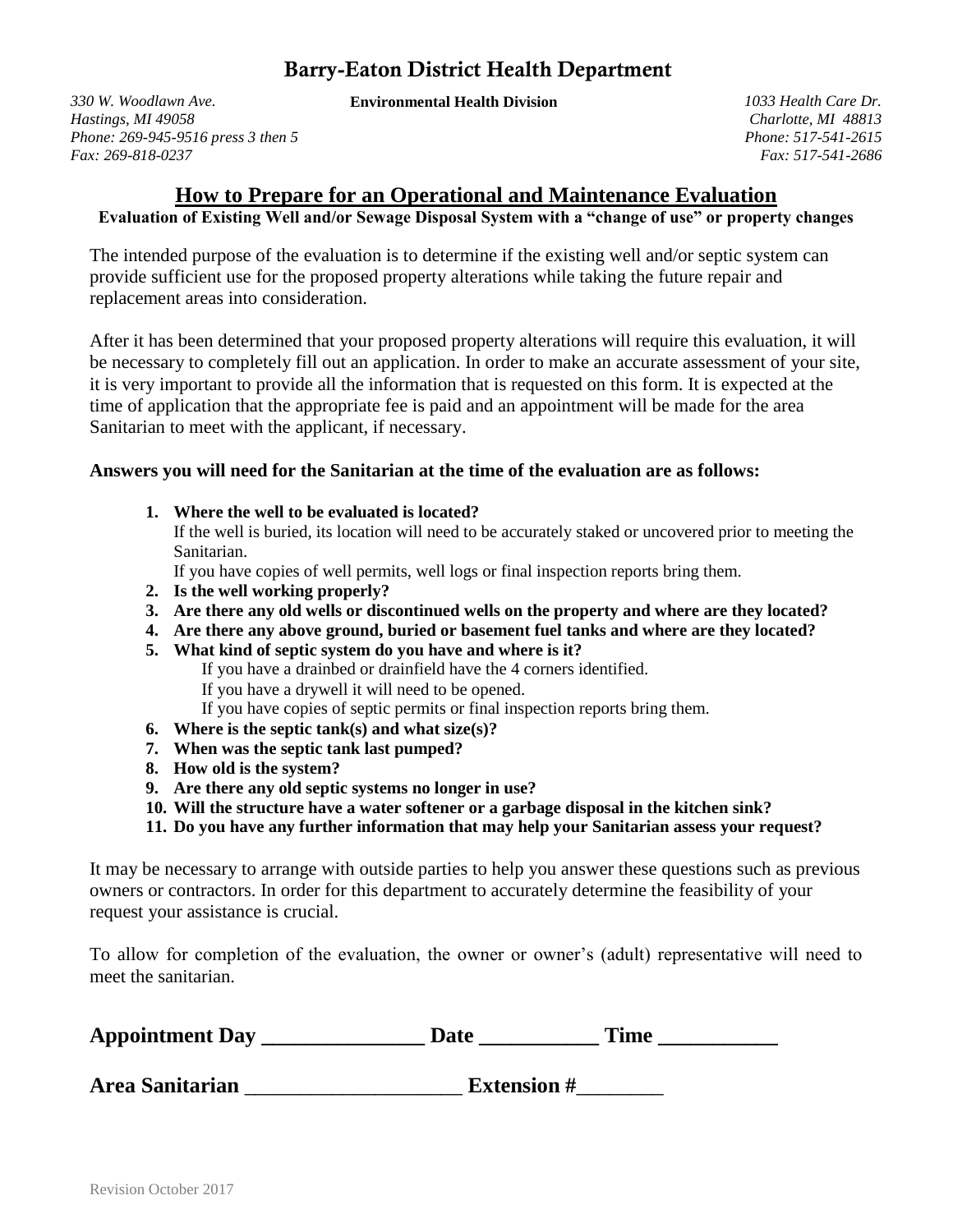# Barry-Eaton District Health Department

*330 W. Woodlawn Ave.*
*Hastings, MI 49058*
*Phone: 269-945-9516 press 3 then 5*
*Fax: 269-818-0237*

**Environmental Health Division**

*1033 Health Care Dr.*
*Charlotte, MI 48813*
*Phone: 517-541-2615*
*Fax: 517-541-2686*

## How to Prepare for an Operational and Maintenance Evaluation

**Evaluation of Existing Well and/or Sewage Disposal System with a "change of use" or property changes**

The intended purpose of the evaluation is to determine if the existing well and/or septic system can provide sufficient use for the proposed property alterations while taking the future repair and replacement areas into consideration.

After it has been determined that your proposed property alterations will require this evaluation, it will be necessary to completely fill out an application. In order to make an accurate assessment of your site, it is very important to provide all the information that is requested on this form. It is expected at the time of application that the appropriate fee is paid and an appointment will be made for the area Sanitarian to meet with the applicant, if necessary.

**Answers you will need for the Sanitarian at the time of the evaluation are as follows:**

1. **Where the well to be evaluated is located?**
   If the well is buried, its location will need to be accurately staked or uncovered prior to meeting the Sanitarian.
   If you have copies of well permits, well logs or final inspection reports bring them.
2. **Is the well working properly?**
3. **Are there any old wells or discontinued wells on the property and where are they located?**
4. **Are there any above ground, buried or basement fuel tanks and where are they located?**
5. **What kind of septic system do you have and where is it?**
   If you have a drainbed or drainfield have the 4 corners identified.
   If you have a drywell it will need to be opened.
   If you have copies of septic permits or final inspection reports bring them.
6. **Where is the septic tank(s) and what size(s)?**
7. **When was the septic tank last pumped?**
8. **How old is the system?**
9. **Are there any old septic systems no longer in use?**
10. **Will the structure have a water softener or a garbage disposal in the kitchen sink?**
11. **Do you have any further information that may help your Sanitarian assess your request?**

It may be necessary to arrange with outside parties to help you answer these questions such as previous owners or contractors. In order for this department to accurately determine the feasibility of your request your assistance is crucial.

To allow for completion of the evaluation, the owner or owner's (adult) representative will need to meet the sanitarian.

**Appointment Day _______________ Date ___________ Time ___________**

**Area Sanitarian ____________________ Extension #________**

Revision October 2017